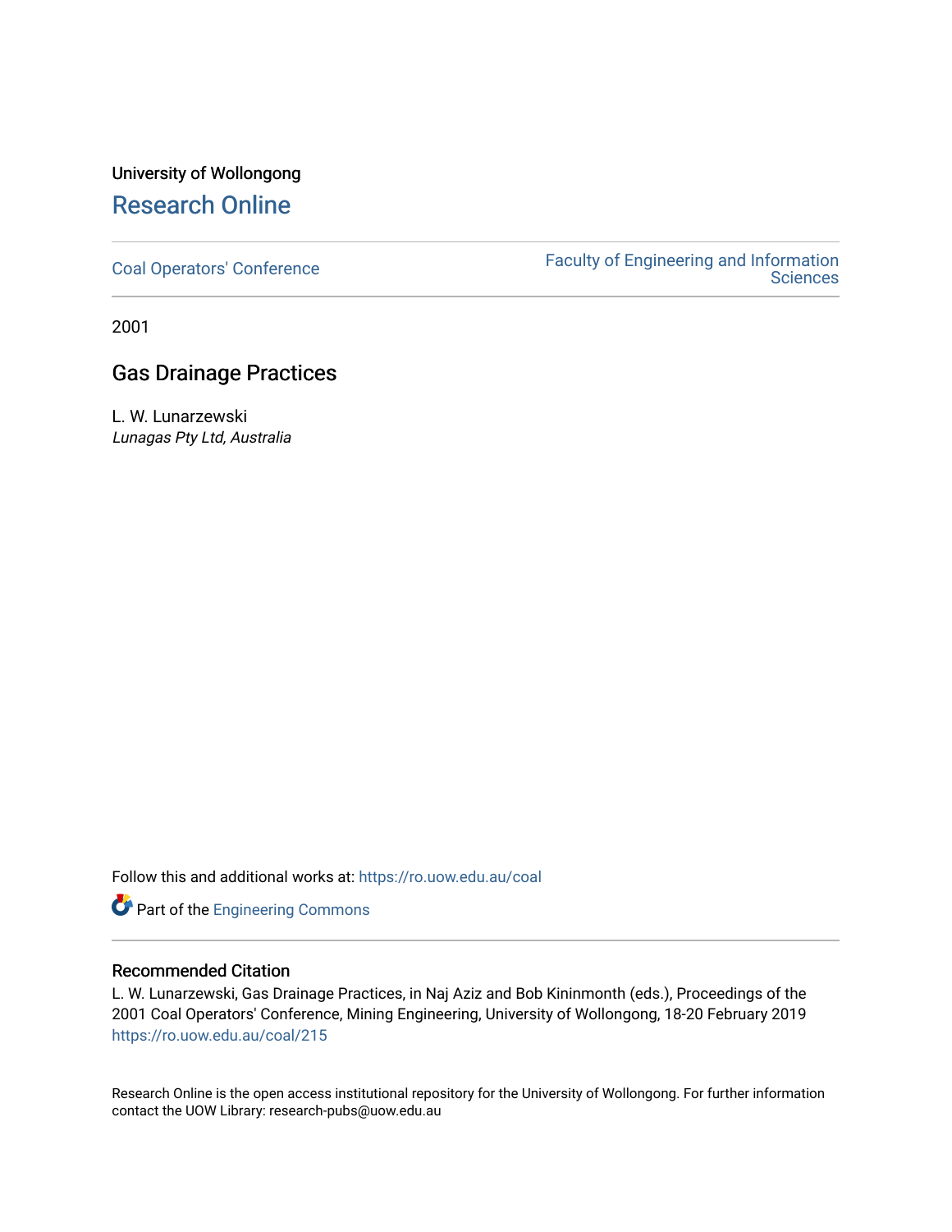University of Wollongong

# Research Online

Coal Operators' Conference

Faculty of Engineering and Information Sciences

2001

## Gas Drainage Practices

L. W. Lunarzewski
*Lunagas Pty Ltd, Australia*

Follow this and additional works at: https://ro.uow.edu.au/coal

Part of the Engineering Commons

### Recommended Citation

L. W. Lunarzewski, Gas Drainage Practices, in Naj Aziz and Bob Kininmonth (eds.), Proceedings of the 2001 Coal Operators' Conference, Mining Engineering, University of Wollongong, 18-20 February 2019
https://ro.uow.edu.au/coal/215

Research Online is the open access institutional repository for the University of Wollongong. For further information contact the UOW Library: research-pubs@uow.edu.au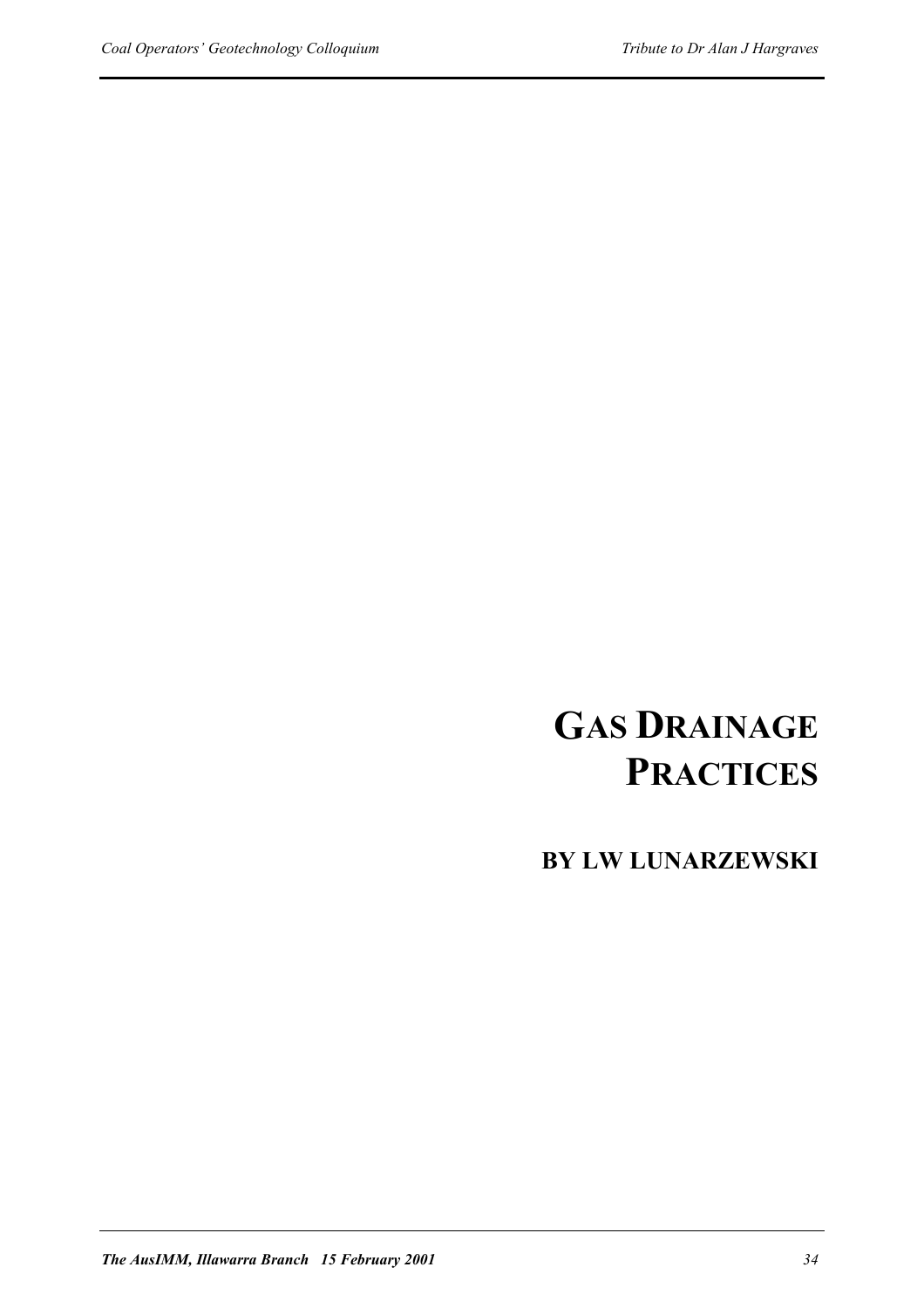# GAS DRAINAGE PRACTICES

## BY LW LUNARZEWSKI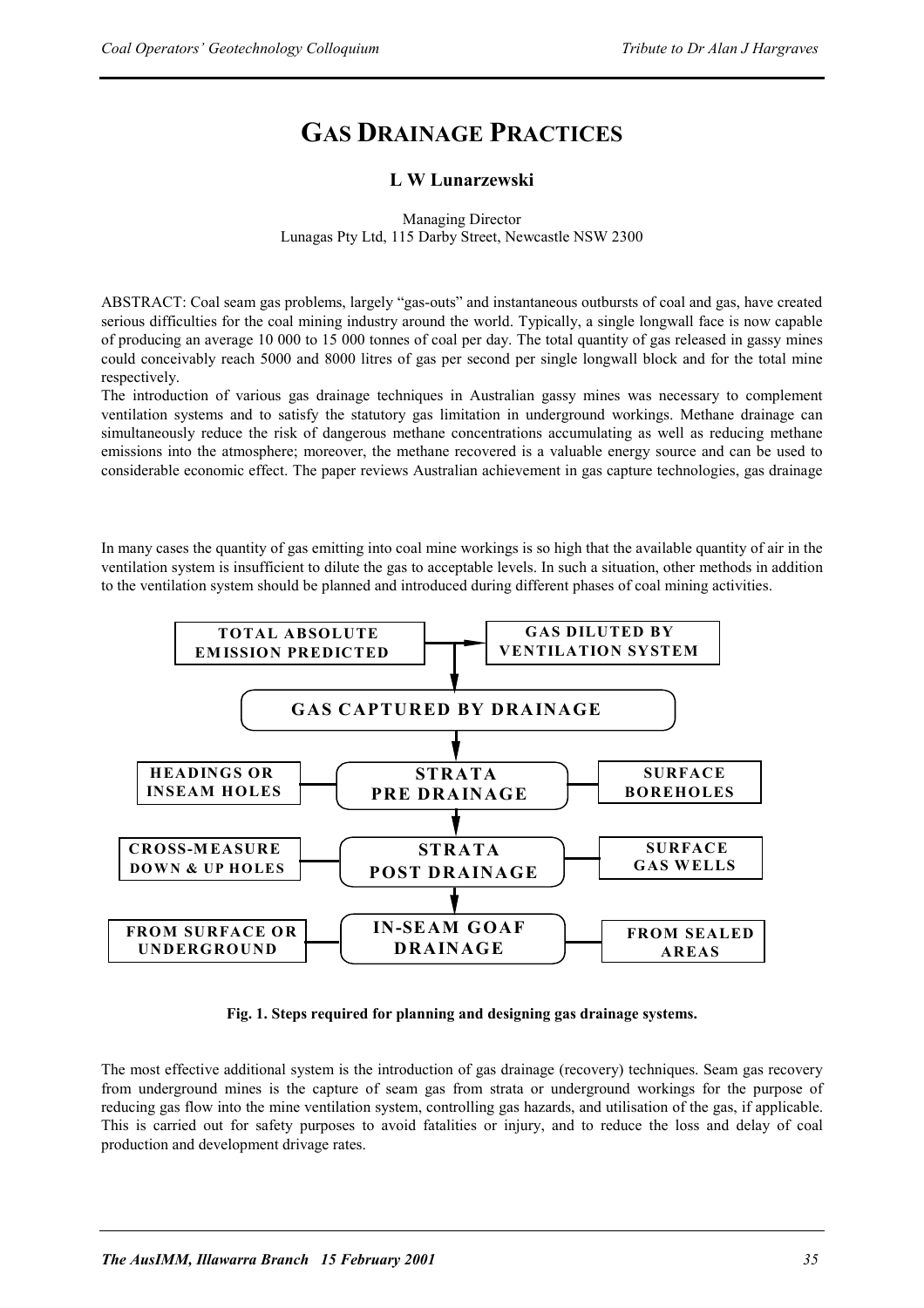# GAS DRAINAGE PRACTICES

**L W Lunarzewski**

Managing Director
Lunagas Pty Ltd, 115 Darby Street, Newcastle NSW 2300

ABSTRACT: Coal seam gas problems, largely "gas-outs" and instantaneous outbursts of coal and gas, have created serious difficulties for the coal mining industry around the world. Typically, a single longwall face is now capable of producing an average 10 000 to 15 000 tonnes of coal per day. The total quantity of gas released in gassy mines could conceivably reach 5000 and 8000 litres of gas per second per single longwall block and for the total mine respectively.

The introduction of various gas drainage techniques in Australian gassy mines was necessary to complement ventilation systems and to satisfy the statutory gas limitation in underground workings. Methane drainage can simultaneously reduce the risk of dangerous methane concentrations accumulating as well as reducing methane emissions into the atmosphere; moreover, the methane recovered is a valuable energy source and can be used to considerable economic effect. The paper reviews Australian achievement in gas capture technologies, gas drainage

In many cases the quantity of gas emitting into coal mine workings is so high that the available quantity of air in the ventilation system is insufficient to dilute the gas to acceptable levels. In such a situation, other methods in addition to the ventilation system should be planned and introduced during different phases of coal mining activities.

TOTAL ABSOLUTE EMISSION PREDICTED → GAS DILUTED BY VENTILATION SYSTEM

↓

GAS CAPTURED BY DRAINAGE

↓

HEADINGS OR INSEAM HOLES — STRATA PRE DRAINAGE — SURFACE BOREHOLES

↓

CROSS-MEASURE DOWN & UP HOLES — STRATA POST DRAINAGE — SURFACE GAS WELLS

↓

FROM SURFACE OR UNDERGROUND — IN-SEAM GOAF DRAINAGE — FROM SEALED AREAS

**Fig. 1. Steps required for planning and designing gas drainage systems.**

The most effective additional system is the introduction of gas drainage (recovery) techniques. Seam gas recovery from underground mines is the capture of seam gas from strata or underground workings for the purpose of reducing gas flow into the mine ventilation system, controlling gas hazards, and utilisation of the gas, if applicable. This is carried out for safety purposes to avoid fatalities or injury, and to reduce the loss and delay of coal production and development drivage rates.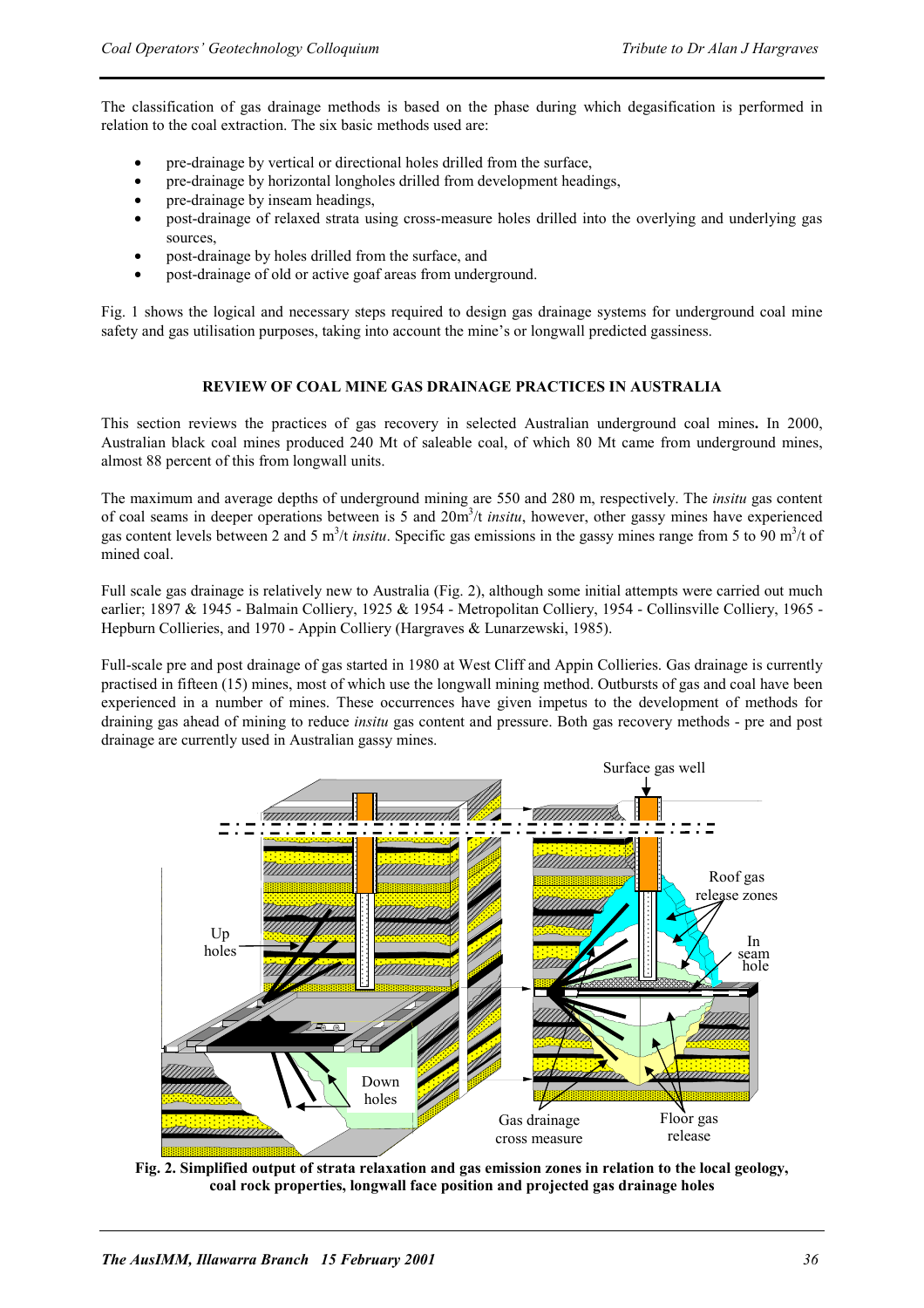The classification of gas drainage methods is based on the phase during which degasification is performed in relation to the coal extraction. The six basic methods used are:

- pre-drainage by vertical or directional holes drilled from the surface,
- pre-drainage by horizontal longholes drilled from development headings,
- pre-drainage by inseam headings,
- post-drainage of relaxed strata using cross-measure holes drilled into the overlying and underlying gas sources,
- post-drainage by holes drilled from the surface, and
- post-drainage of old or active goaf areas from underground.

Fig. 1 shows the logical and necessary steps required to design gas drainage systems for underground coal mine safety and gas utilisation purposes, taking into account the mine's or longwall predicted gassiness.

## REVIEW OF COAL MINE GAS DRAINAGE PRACTICES IN AUSTRALIA

This section reviews the practices of gas recovery in selected Australian underground coal mines**.** In 2000, Australian black coal mines produced 240 Mt of saleable coal, of which 80 Mt came from underground mines, almost 88 percent of this from longwall units.

The maximum and average depths of underground mining are 550 and 280 m, respectively. The *insitu* gas content of coal seams in deeper operations between is 5 and 20m$^3$/t *insitu*, however, other gassy mines have experienced gas content levels between 2 and 5 m$^3$/t *insitu*. Specific gas emissions in the gassy mines range from 5 to 90 m$^3$/t of mined coal.

Full scale gas drainage is relatively new to Australia (Fig. 2), although some initial attempts were carried out much earlier; 1897 & 1945 - Balmain Colliery, 1925 & 1954 - Metropolitan Colliery, 1954 - Collinsville Colliery, 1965 - Hepburn Collieries, and 1970 - Appin Colliery (Hargraves & Lunarzewski, 1985).

Full-scale pre and post drainage of gas started in 1980 at West Cliff and Appin Collieries. Gas drainage is currently practised in fifteen (15) mines, most of which use the longwall mining method. Outbursts of gas and coal have been experienced in a number of mines. These occurrences have given impetus to the development of methods for draining gas ahead of mining to reduce *insitu* gas content and pressure. Both gas recovery methods - pre and post drainage are currently used in Australian gassy mines.

**Fig. 2. Simplified output of strata relaxation and gas emission zones in relation to the local geology, coal rock properties, longwall face position and projected gas drainage holes**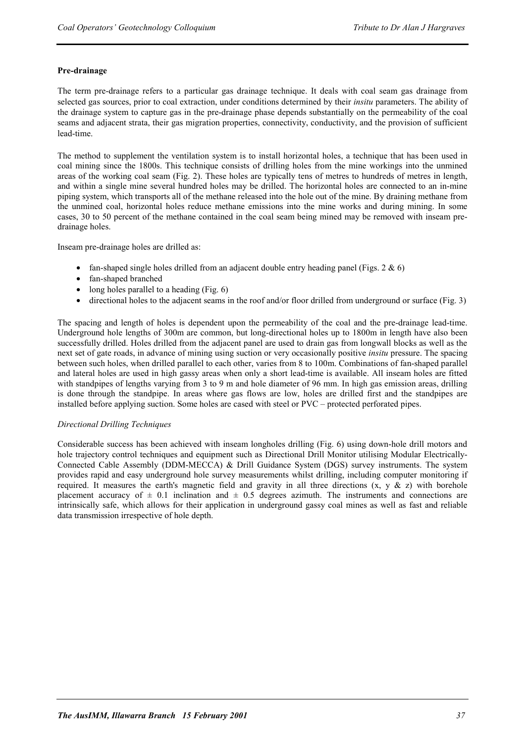**Pre-drainage**

The term pre-drainage refers to a particular gas drainage technique. It deals with coal seam gas drainage from selected gas sources, prior to coal extraction, under conditions determined by their *insitu* parameters. The ability of the drainage system to capture gas in the pre-drainage phase depends substantially on the permeability of the coal seams and adjacent strata, their gas migration properties, connectivity, conductivity, and the provision of sufficient lead-time.

The method to supplement the ventilation system is to install horizontal holes, a technique that has been used in coal mining since the 1800s. This technique consists of drilling holes from the mine workings into the unmined areas of the working coal seam (Fig. 2). These holes are typically tens of metres to hundreds of metres in length, and within a single mine several hundred holes may be drilled. The horizontal holes are connected to an in-mine piping system, which transports all of the methane released into the hole out of the mine. By draining methane from the unmined coal, horizontal holes reduce methane emissions into the mine works and during mining. In some cases, 30 to 50 percent of the methane contained in the coal seam being mined may be removed with inseam pre-drainage holes.

Inseam pre-drainage holes are drilled as:

- fan-shaped single holes drilled from an adjacent double entry heading panel (Figs. 2 & 6)
- fan-shaped branched
- long holes parallel to a heading (Fig. 6)
- directional holes to the adjacent seams in the roof and/or floor drilled from underground or surface (Fig. 3)

The spacing and length of holes is dependent upon the permeability of the coal and the pre-drainage lead-time. Underground hole lengths of 300m are common, but long-directional holes up to 1800m in length have also been successfully drilled. Holes drilled from the adjacent panel are used to drain gas from longwall blocks as well as the next set of gate roads, in advance of mining using suction or very occasionally positive *insitu* pressure. The spacing between such holes, when drilled parallel to each other, varies from 8 to 100m. Combinations of fan-shaped parallel and lateral holes are used in high gassy areas when only a short lead-time is available. All inseam holes are fitted with standpipes of lengths varying from 3 to 9 m and hole diameter of 96 mm. In high gas emission areas, drilling is done through the standpipe. In areas where gas flows are low, holes are drilled first and the standpipes are installed before applying suction. Some holes are cased with steel or PVC – protected perforated pipes.

*Directional Drilling Techniques*

Considerable success has been achieved with inseam longholes drilling (Fig. 6) using down-hole drill motors and hole trajectory control techniques and equipment such as Directional Drill Monitor utilising Modular Electrically-Connected Cable Assembly (DDM-MECCA) & Drill Guidance System (DGS) survey instruments. The system provides rapid and easy underground hole survey measurements whilst drilling, including computer monitoring if required. It measures the earth's magnetic field and gravity in all three directions (x, y & z) with borehole placement accuracy of ± 0.1 inclination and ± 0.5 degrees azimuth. The instruments and connections are intrinsically safe, which allows for their application in underground gassy coal mines as well as fast and reliable data transmission irrespective of hole depth.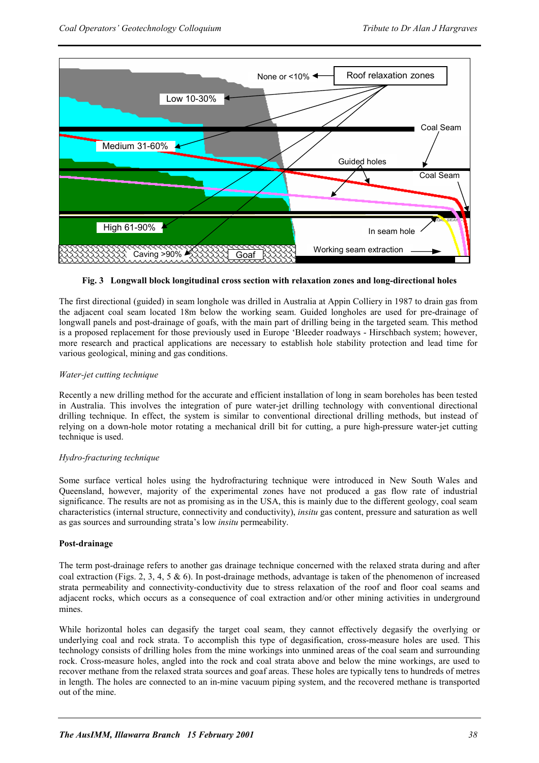**Fig. 3 Longwall block longitudinal cross section with relaxation zones and long-directional holes**

The first directional (guided) in seam longhole was drilled in Australia at Appin Colliery in 1987 to drain gas from the adjacent coal seam located 18m below the working seam. Guided longholes are used for pre-drainage of longwall panels and post-drainage of goafs, with the main part of drilling being in the targeted seam. This method is a proposed replacement for those previously used in Europe 'Bleeder roadways - Hirschbach system; however, more research and practical applications are necessary to establish hole stability protection and lead time for various geological, mining and gas conditions.

*Water-jet cutting technique*

Recently a new drilling method for the accurate and efficient installation of long in seam boreholes has been tested in Australia. This involves the integration of pure water-jet drilling technology with conventional directional drilling technique. In effect, the system is similar to conventional directional drilling methods, but instead of relying on a down-hole motor rotating a mechanical drill bit for cutting, a pure high-pressure water-jet cutting technique is used.

*Hydro-fracturing technique*

Some surface vertical holes using the hydrofracturing technique were introduced in New South Wales and Queensland, however, majority of the experimental zones have not produced a gas flow rate of industrial significance. The results are not as promising as in the USA, this is mainly due to the different geology, coal seam characteristics (internal structure, connectivity and conductivity), *insitu* gas content, pressure and saturation as well as gas sources and surrounding strata's low *insitu* permeability.

**Post-drainage**

The term post-drainage refers to another gas drainage technique concerned with the relaxed strata during and after coal extraction (Figs. 2, 3, 4, 5 & 6). In post-drainage methods, advantage is taken of the phenomenon of increased strata permeability and connectivity-conductivity due to stress relaxation of the roof and floor coal seams and adjacent rocks, which occurs as a consequence of coal extraction and/or other mining activities in underground mines.

While horizontal holes can degasify the target coal seam, they cannot effectively degasify the overlying or underlying coal and rock strata. To accomplish this type of degasification, cross-measure holes are used. This technology consists of drilling holes from the mine workings into unmined areas of the coal seam and surrounding rock. Cross-measure holes, angled into the rock and coal strata above and below the mine workings, are used to recover methane from the relaxed strata sources and goaf areas. These holes are typically tens to hundreds of metres in length. The holes are connected to an in-mine vacuum piping system, and the recovered methane is transported out of the mine.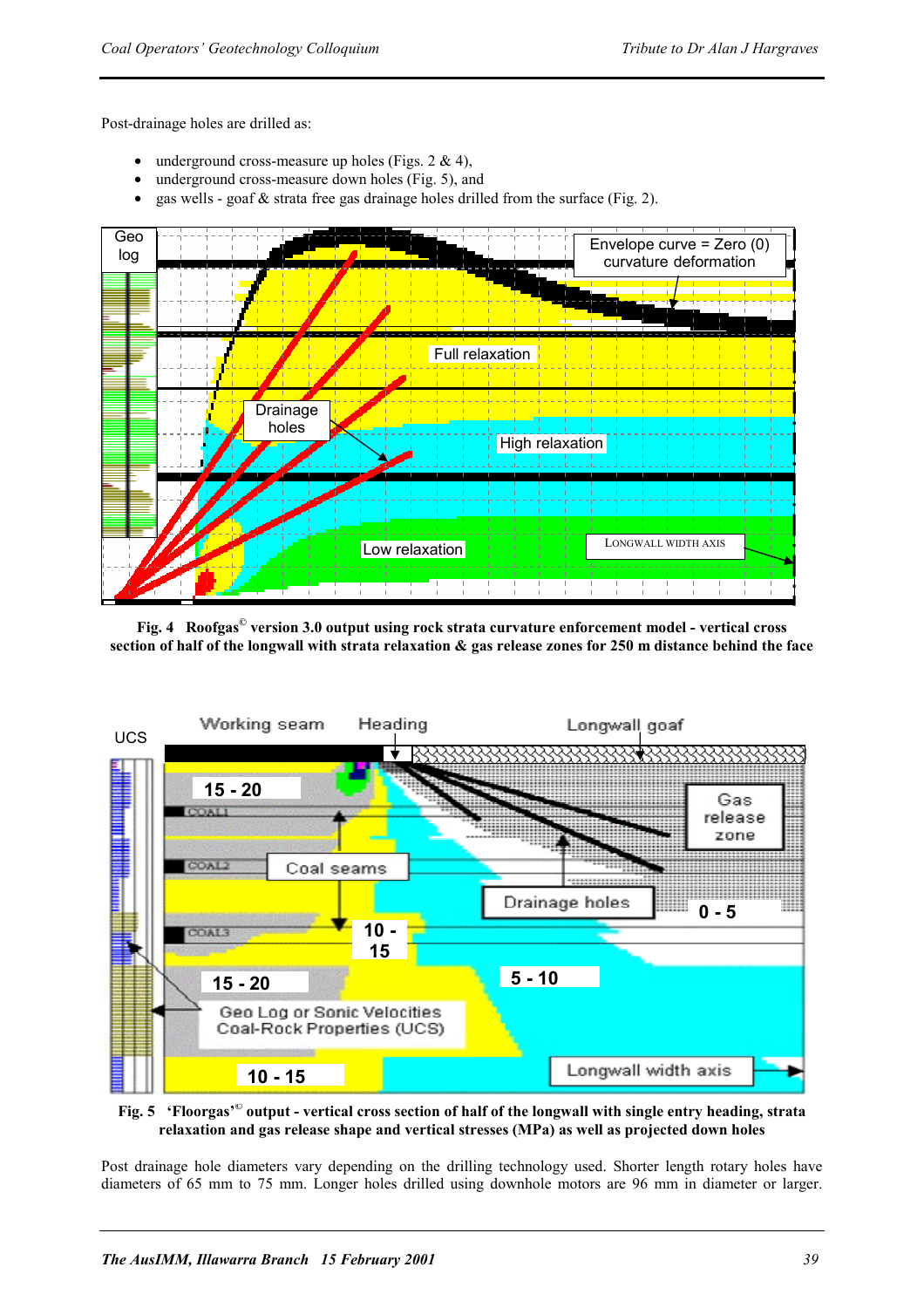Post-drainage holes are drilled as:

- underground cross-measure up holes (Figs. 2 & 4),
- underground cross-measure down holes (Fig. 5), and
- gas wells - goaf & strata free gas drainage holes drilled from the surface (Fig. 2).

**Fig. 4 Roofgas© version 3.0 output using rock strata curvature enforcement model - vertical cross section of half of the longwall with strata relaxation & gas release zones for 250 m distance behind the face**

**Fig. 5 'Floorgas'© output - vertical cross section of half of the longwall with single entry heading, strata relaxation and gas release shape and vertical stresses (MPa) as well as projected down holes**

Post drainage hole diameters vary depending on the drilling technology used. Shorter length rotary holes have diameters of 65 mm to 75 mm. Longer holes drilled using downhole motors are 96 mm in diameter or larger.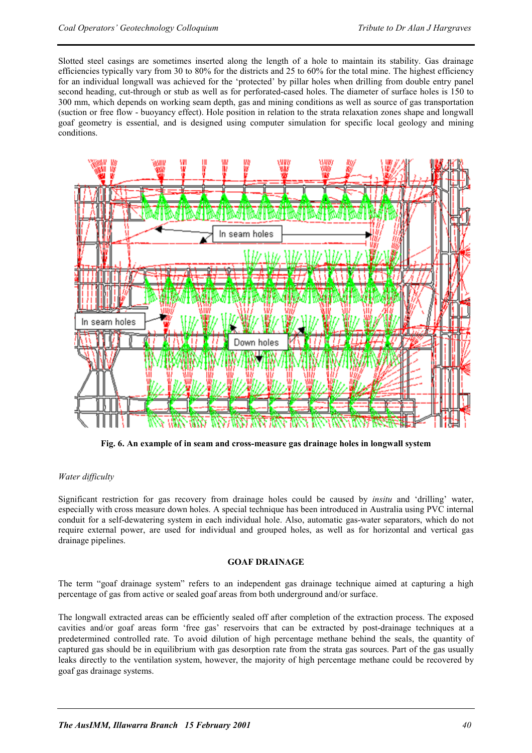Slotted steel casings are sometimes inserted along the length of a hole to maintain its stability. Gas drainage efficiencies typically vary from 30 to 80% for the districts and 25 to 60% for the total mine. The highest efficiency for an individual longwall was achieved for the 'protected' by pillar holes when drilling from double entry panel second heading, cut-through or stub as well as for perforated-cased holes. The diameter of surface holes is 150 to 300 mm, which depends on working seam depth, gas and mining conditions as well as source of gas transportation (suction or free flow - buoyancy effect). Hole position in relation to the strata relaxation zones shape and longwall goaf geometry is essential, and is designed using computer simulation for specific local geology and mining conditions.

**Fig. 6. An example of in seam and cross-measure gas drainage holes in longwall system**

*Water difficulty*

Significant restriction for gas recovery from drainage holes could be caused by *insitu* and 'drilling' water, especially with cross measure down holes. A special technique has been introduced in Australia using PVC internal conduit for a self-dewatering system in each individual hole. Also, automatic gas-water separators, which do not require external power, are used for individual and grouped holes, as well as for horizontal and vertical gas drainage pipelines.

## GOAF DRAINAGE

The term "goaf drainage system" refers to an independent gas drainage technique aimed at capturing a high percentage of gas from active or sealed goaf areas from both underground and/or surface.

The longwall extracted areas can be efficiently sealed off after completion of the extraction process. The exposed cavities and/or goaf areas form 'free gas' reservoirs that can be extracted by post-drainage techniques at a predetermined controlled rate. To avoid dilution of high percentage methane behind the seals, the quantity of captured gas should be in equilibrium with gas desorption rate from the strata gas sources. Part of the gas usually leaks directly to the ventilation system, however, the majority of high percentage methane could be recovered by goaf gas drainage systems.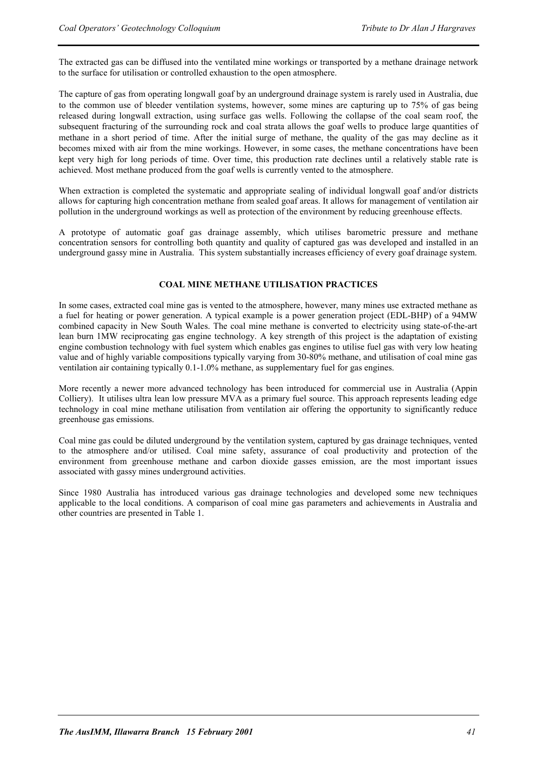The extracted gas can be diffused into the ventilated mine workings or transported by a methane drainage network to the surface for utilisation or controlled exhaustion to the open atmosphere.

The capture of gas from operating longwall goaf by an underground drainage system is rarely used in Australia, due to the common use of bleeder ventilation systems, however, some mines are capturing up to 75% of gas being released during longwall extraction, using surface gas wells. Following the collapse of the coal seam roof, the subsequent fracturing of the surrounding rock and coal strata allows the goaf wells to produce large quantities of methane in a short period of time. After the initial surge of methane, the quality of the gas may decline as it becomes mixed with air from the mine workings. However, in some cases, the methane concentrations have been kept very high for long periods of time. Over time, this production rate declines until a relatively stable rate is achieved. Most methane produced from the goaf wells is currently vented to the atmosphere.

When extraction is completed the systematic and appropriate sealing of individual longwall goaf and/or districts allows for capturing high concentration methane from sealed goaf areas. It allows for management of ventilation air pollution in the underground workings as well as protection of the environment by reducing greenhouse effects.

A prototype of automatic goaf gas drainage assembly, which utilises barometric pressure and methane concentration sensors for controlling both quantity and quality of captured gas was developed and installed in an underground gassy mine in Australia. This system substantially increases efficiency of every goaf drainage system.

## COAL MINE METHANE UTILISATION PRACTICES

In some cases, extracted coal mine gas is vented to the atmosphere, however, many mines use extracted methane as a fuel for heating or power generation. A typical example is a power generation project (EDL-BHP) of a 94MW combined capacity in New South Wales. The coal mine methane is converted to electricity using state-of-the-art lean burn 1MW reciprocating gas engine technology. A key strength of this project is the adaptation of existing engine combustion technology with fuel system which enables gas engines to utilise fuel gas with very low heating value and of highly variable compositions typically varying from 30-80% methane, and utilisation of coal mine gas ventilation air containing typically 0.1-1.0% methane, as supplementary fuel for gas engines.

More recently a newer more advanced technology has been introduced for commercial use in Australia (Appin Colliery). It utilises ultra lean low pressure MVA as a primary fuel source. This approach represents leading edge technology in coal mine methane utilisation from ventilation air offering the opportunity to significantly reduce greenhouse gas emissions.

Coal mine gas could be diluted underground by the ventilation system, captured by gas drainage techniques, vented to the atmosphere and/or utilised. Coal mine safety, assurance of coal productivity and protection of the environment from greenhouse methane and carbon dioxide gasses emission, are the most important issues associated with gassy mines underground activities.

Since 1980 Australia has introduced various gas drainage technologies and developed some new techniques applicable to the local conditions. A comparison of coal mine gas parameters and achievements in Australia and other countries are presented in Table 1.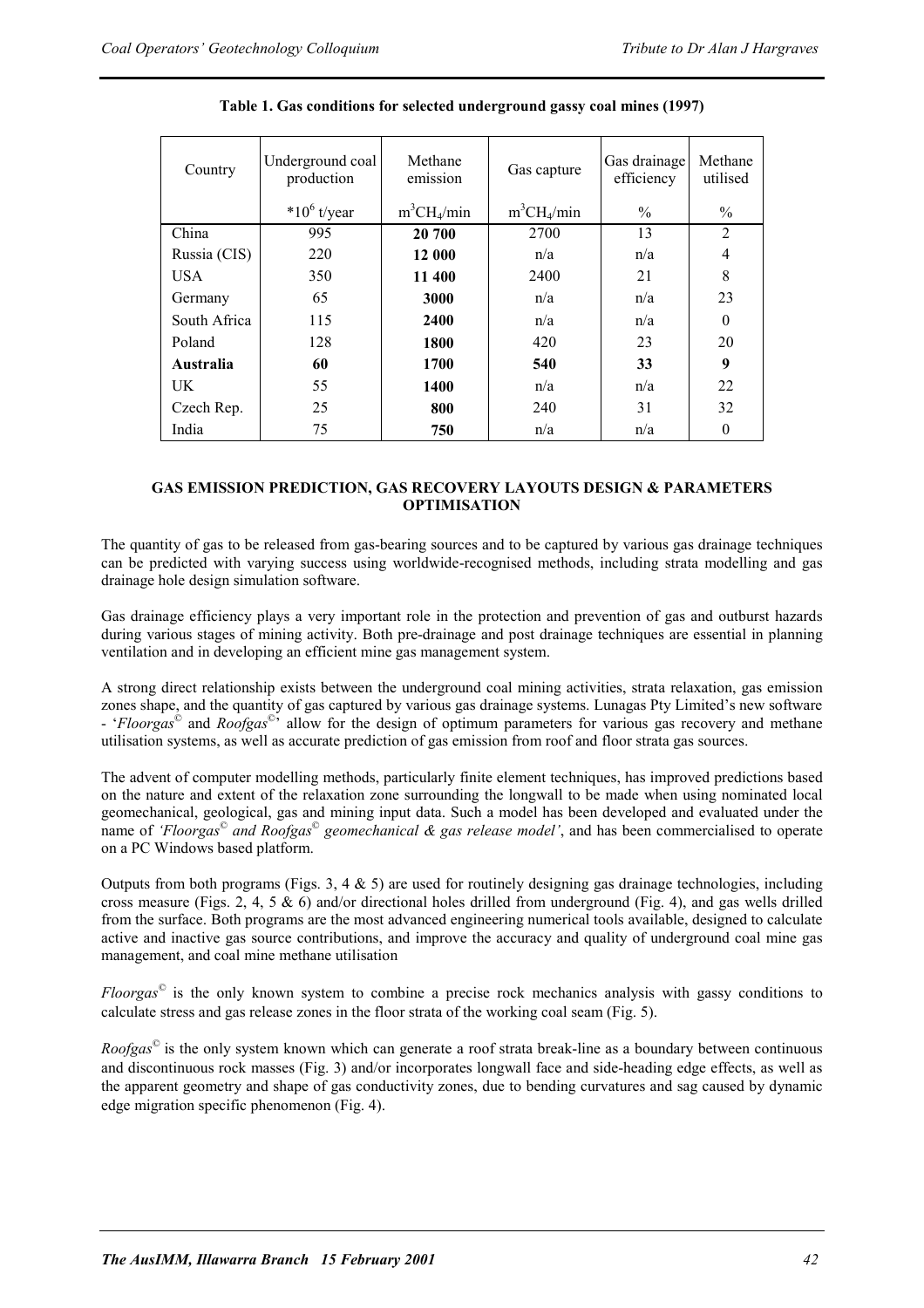**Table 1. Gas conditions for selected underground gassy coal mines (1997)**

| Country | Underground coal production | Methane emission | Gas capture | Gas drainage efficiency | Methane utilised |
|---|---|---|---|---|---|
| | $*10^6$ t/year | $m^3CH_4/min$ | $m^3CH_4/min$ | % | % |
| China | 995 | **20 700** | 2700 | 13 | 2 |
| Russia (CIS) | 220 | **12 000** | n/a | n/a | 4 |
| USA | 350 | **11 400** | 2400 | 21 | 8 |
| Germany | 65 | **3000** | n/a | n/a | 23 |
| South Africa | 115 | **2400** | n/a | n/a | 0 |
| Poland | 128 | **1800** | 420 | 23 | 20 |
| **Australia** | **60** | **1700** | **540** | **33** | **9** |
| UK | 55 | **1400** | n/a | n/a | 22 |
| Czech Rep. | 25 | **800** | 240 | 31 | 32 |
| India | 75 | **750** | n/a | n/a | 0 |

## GAS EMISSION PREDICTION, GAS RECOVERY LAYOUTS DESIGN & PARAMETERS OPTIMISATION

The quantity of gas to be released from gas-bearing sources and to be captured by various gas drainage techniques can be predicted with varying success using worldwide-recognised methods, including strata modelling and gas drainage hole design simulation software.

Gas drainage efficiency plays a very important role in the protection and prevention of gas and outburst hazards during various stages of mining activity. Both pre-drainage and post drainage techniques are essential in planning ventilation and in developing an efficient mine gas management system.

A strong direct relationship exists between the underground coal mining activities, strata relaxation, gas emission zones shape, and the quantity of gas captured by various gas drainage systems. Lunagas Pty Limited's new software - '*Floorgas*© and *Roofgas*©' allow for the design of optimum parameters for various gas recovery and methane utilisation systems, as well as accurate prediction of gas emission from roof and floor strata gas sources.

The advent of computer modelling methods, particularly finite element techniques, has improved predictions based on the nature and extent of the relaxation zone surrounding the longwall to be made when using nominated local geomechanical, geological, gas and mining input data. Such a model has been developed and evaluated under the name of *'Floorgas*© *and Roofgas*© *geomechanical & gas release model'*, and has been commercialised to operate on a PC Windows based platform.

Outputs from both programs (Figs. 3, 4 & 5) are used for routinely designing gas drainage technologies, including cross measure (Figs. 2, 4, 5 & 6) and/or directional holes drilled from underground (Fig. 4), and gas wells drilled from the surface. Both programs are the most advanced engineering numerical tools available, designed to calculate active and inactive gas source contributions, and improve the accuracy and quality of underground coal mine gas management, and coal mine methane utilisation

*Floorgas*© is the only known system to combine a precise rock mechanics analysis with gassy conditions to calculate stress and gas release zones in the floor strata of the working coal seam (Fig. 5).

*Roofgas*© is the only system known which can generate a roof strata break-line as a boundary between continuous and discontinuous rock masses (Fig. 3) and/or incorporates longwall face and side-heading edge effects, as well as the apparent geometry and shape of gas conductivity zones, due to bending curvatures and sag caused by dynamic edge migration specific phenomenon (Fig. 4).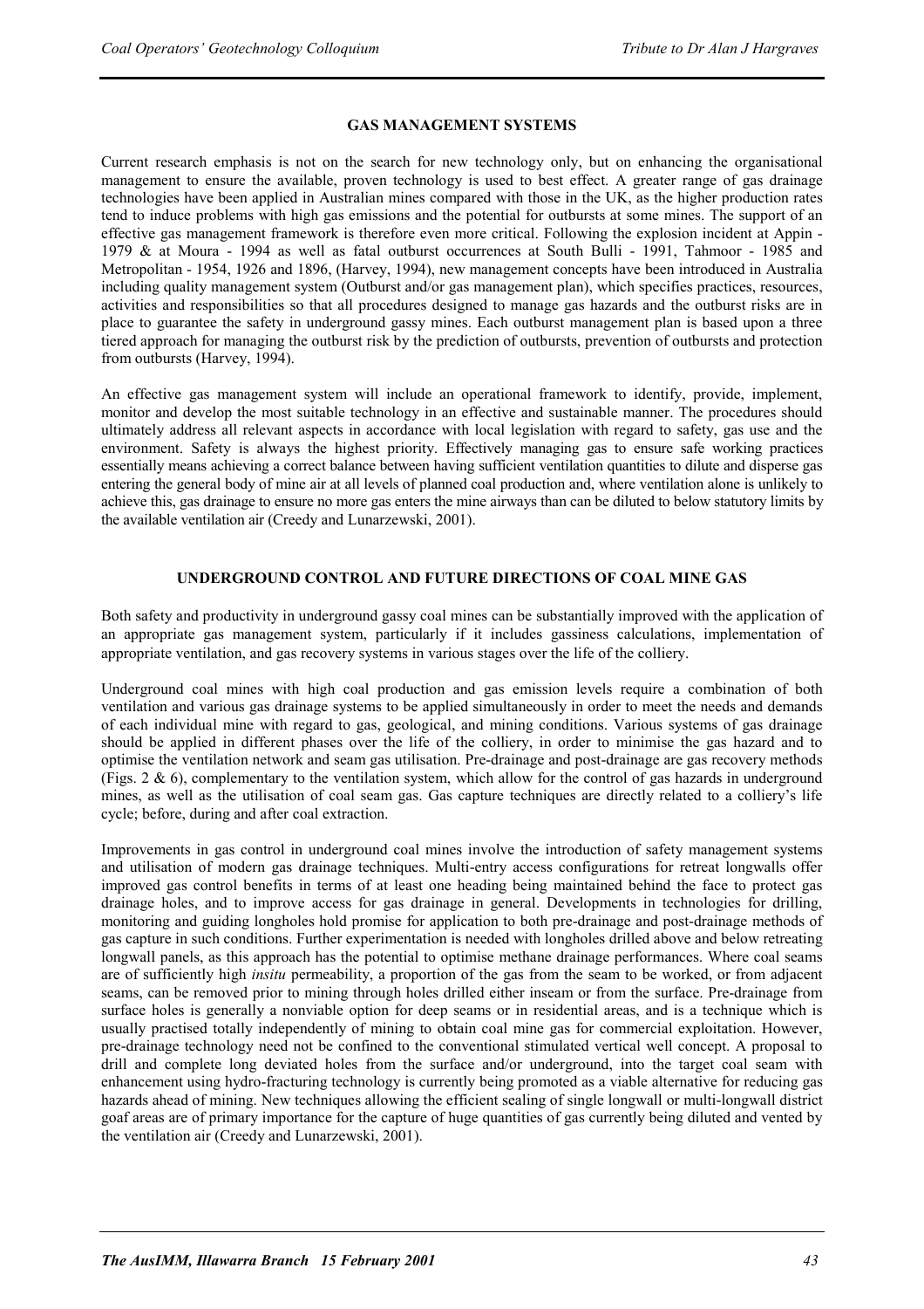## GAS MANAGEMENT SYSTEMS

Current research emphasis is not on the search for new technology only, but on enhancing the organisational management to ensure the available, proven technology is used to best effect. A greater range of gas drainage technologies have been applied in Australian mines compared with those in the UK, as the higher production rates tend to induce problems with high gas emissions and the potential for outbursts at some mines. The support of an effective gas management framework is therefore even more critical. Following the explosion incident at Appin - 1979 & at Moura - 1994 as well as fatal outburst occurrences at South Bulli - 1991, Tahmoor - 1985 and Metropolitan - 1954, 1926 and 1896, (Harvey, 1994), new management concepts have been introduced in Australia including quality management system (Outburst and/or gas management plan), which specifies practices, resources, activities and responsibilities so that all procedures designed to manage gas hazards and the outburst risks are in place to guarantee the safety in underground gassy mines. Each outburst management plan is based upon a three tiered approach for managing the outburst risk by the prediction of outbursts, prevention of outbursts and protection from outbursts (Harvey, 1994).

An effective gas management system will include an operational framework to identify, provide, implement, monitor and develop the most suitable technology in an effective and sustainable manner. The procedures should ultimately address all relevant aspects in accordance with local legislation with regard to safety, gas use and the environment. Safety is always the highest priority. Effectively managing gas to ensure safe working practices essentially means achieving a correct balance between having sufficient ventilation quantities to dilute and disperse gas entering the general body of mine air at all levels of planned coal production and, where ventilation alone is unlikely to achieve this, gas drainage to ensure no more gas enters the mine airways than can be diluted to below statutory limits by the available ventilation air (Creedy and Lunarzewski, 2001).

## UNDERGROUND CONTROL AND FUTURE DIRECTIONS OF COAL MINE GAS

Both safety and productivity in underground gassy coal mines can be substantially improved with the application of an appropriate gas management system, particularly if it includes gassiness calculations, implementation of appropriate ventilation, and gas recovery systems in various stages over the life of the colliery.

Underground coal mines with high coal production and gas emission levels require a combination of both ventilation and various gas drainage systems to be applied simultaneously in order to meet the needs and demands of each individual mine with regard to gas, geological, and mining conditions. Various systems of gas drainage should be applied in different phases over the life of the colliery, in order to minimise the gas hazard and to optimise the ventilation network and seam gas utilisation. Pre-drainage and post-drainage are gas recovery methods (Figs. 2 & 6), complementary to the ventilation system, which allow for the control of gas hazards in underground mines, as well as the utilisation of coal seam gas. Gas capture techniques are directly related to a colliery's life cycle; before, during and after coal extraction.

Improvements in gas control in underground coal mines involve the introduction of safety management systems and utilisation of modern gas drainage techniques. Multi-entry access configurations for retreat longwalls offer improved gas control benefits in terms of at least one heading being maintained behind the face to protect gas drainage holes, and to improve access for gas drainage in general. Developments in technologies for drilling, monitoring and guiding longholes hold promise for application to both pre-drainage and post-drainage methods of gas capture in such conditions. Further experimentation is needed with longholes drilled above and below retreating longwall panels, as this approach has the potential to optimise methane drainage performances. Where coal seams are of sufficiently high *insitu* permeability, a proportion of the gas from the seam to be worked, or from adjacent seams, can be removed prior to mining through holes drilled either inseam or from the surface. Pre-drainage from surface holes is generally a nonviable option for deep seams or in residential areas, and is a technique which is usually practised totally independently of mining to obtain coal mine gas for commercial exploitation. However, pre-drainage technology need not be confined to the conventional stimulated vertical well concept. A proposal to drill and complete long deviated holes from the surface and/or underground, into the target coal seam with enhancement using hydro-fracturing technology is currently being promoted as a viable alternative for reducing gas hazards ahead of mining. New techniques allowing the efficient sealing of single longwall or multi-longwall district goaf areas are of primary importance for the capture of huge quantities of gas currently being diluted and vented by the ventilation air (Creedy and Lunarzewski, 2001).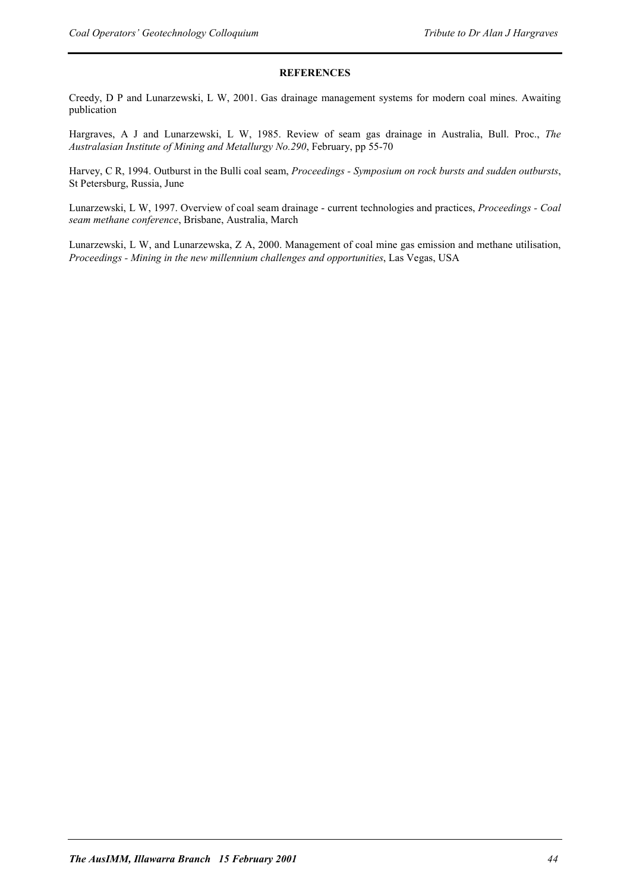## REFERENCES

Creedy, D P and Lunarzewski, L W, 2001. Gas drainage management systems for modern coal mines. Awaiting publication

Hargraves, A J and Lunarzewski, L W, 1985. Review of seam gas drainage in Australia, Bull. Proc., *The Australasian Institute of Mining and Metallurgy No.290*, February, pp 55-70

Harvey, C R, 1994. Outburst in the Bulli coal seam, *Proceedings - Symposium on rock bursts and sudden outbursts*, St Petersburg, Russia, June

Lunarzewski, L W, 1997. Overview of coal seam drainage - current technologies and practices, *Proceedings - Coal seam methane conference*, Brisbane, Australia, March

Lunarzewski, L W, and Lunarzewska, Z A, 2000. Management of coal mine gas emission and methane utilisation, *Proceedings - Mining in the new millennium challenges and opportunities*, Las Vegas, USA